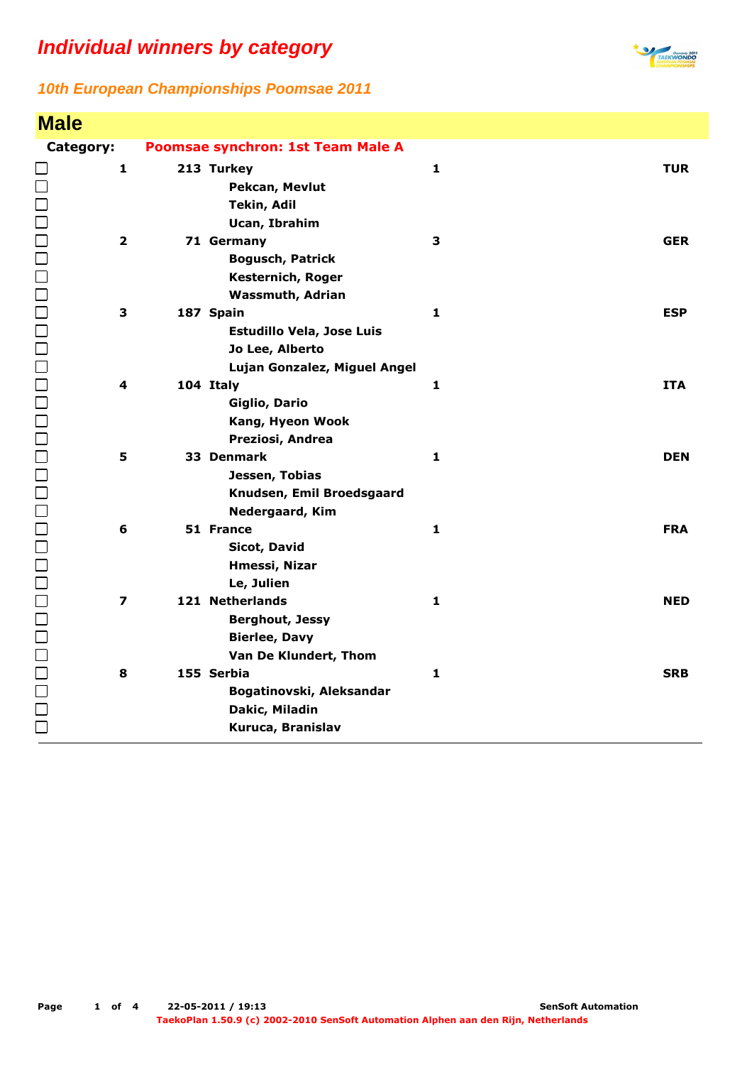# Individual winners by category

## 10th European Championships Poomsae 2011

## Male

**Category:** **Poomsae synchron: 1st Team Male A**

| Place | No. | Team / Members | | Country |
|---|---|---|---|---|
| 1 | 213 | Turkey | 1 | TUR |
| | | Pekcan, Mevlut | | |
| | | Tekin, Adil | | |
| | | Ucan, Ibrahim | | |
| 2 | 71 | Germany | 3 | GER |
| | | Bogusch, Patrick | | |
| | | Kesternich, Roger | | |
| | | Wassmuth, Adrian | | |
| 3 | 187 | Spain | 1 | ESP |
| | | Estudillo Vela, Jose Luis | | |
| | | Jo Lee, Alberto | | |
| | | Lujan Gonzalez, Miguel Angel | | |
| 4 | 104 | Italy | 1 | ITA |
| | | Giglio, Dario | | |
| | | Kang, Hyeon Wook | | |
| | | Preziosi, Andrea | | |
| 5 | 33 | Denmark | 1 | DEN |
| | | Jessen, Tobias | | |
| | | Knudsen, Emil Broedsgaard | | |
| | | Nedergaard, Kim | | |
| 6 | 51 | France | 1 | FRA |
| | | Sicot, David | | |
| | | Hmessi, Nizar | | |
| | | Le, Julien | | |
| 7 | 121 | Netherlands | 1 | NED |
| | | Berghout, Jessy | | |
| | | Bierlee, Davy | | |
| | | Van De Klundert, Thom | | |
| 8 | 155 | Serbia | 1 | SRB |
| | | Bogatinovski, Aleksandar | | |
| | | Dakic, Miladin | | |
| | | Kuruca, Branislav | | |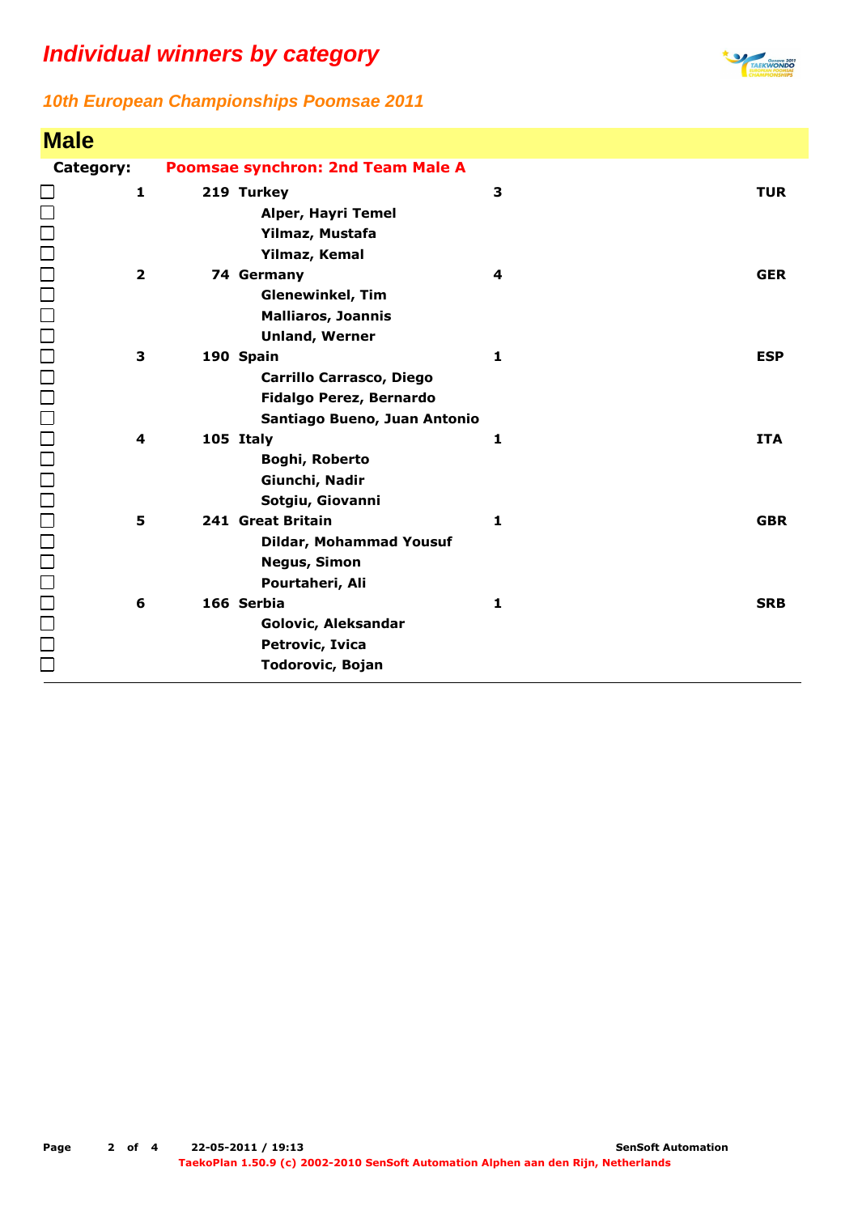# Individual winners by category

## 10th European Championships Poomsae 2011

### Male

**Category:** **Poomsae synchron: 2nd Team Male A**

| Rank | No. | Team / Athletes | | Country |
|---|---|---|---|---|
| 1 | 219 | Turkey | 3 | TUR |
| | | Alper, Hayri Temel | | |
| | | Yilmaz, Mustafa | | |
| | | Yilmaz, Kemal | | |
| 2 | 74 | Germany | 4 | GER |
| | | Glenewinkel, Tim | | |
| | | Malliaros, Joannis | | |
| | | Unland, Werner | | |
| 3 | 190 | Spain | 1 | ESP |
| | | Carrillo Carrasco, Diego | | |
| | | Fidalgo Perez, Bernardo | | |
| | | Santiago Bueno, Juan Antonio | | |
| 4 | 105 | Italy | 1 | ITA |
| | | Boghi, Roberto | | |
| | | Giunchi, Nadir | | |
| | | Sotgiu, Giovanni | | |
| 5 | 241 | Great Britain | 1 | GBR |
| | | Dildar, Mohammad Yousuf | | |
| | | Negus, Simon | | |
| | | Pourtaheri, Ali | | |
| 6 | 166 | Serbia | 1 | SRB |
| | | Golovic, Aleksandar | | |
| | | Petrovic, Ivica | | |
| | | Todorovic, Bojan | | |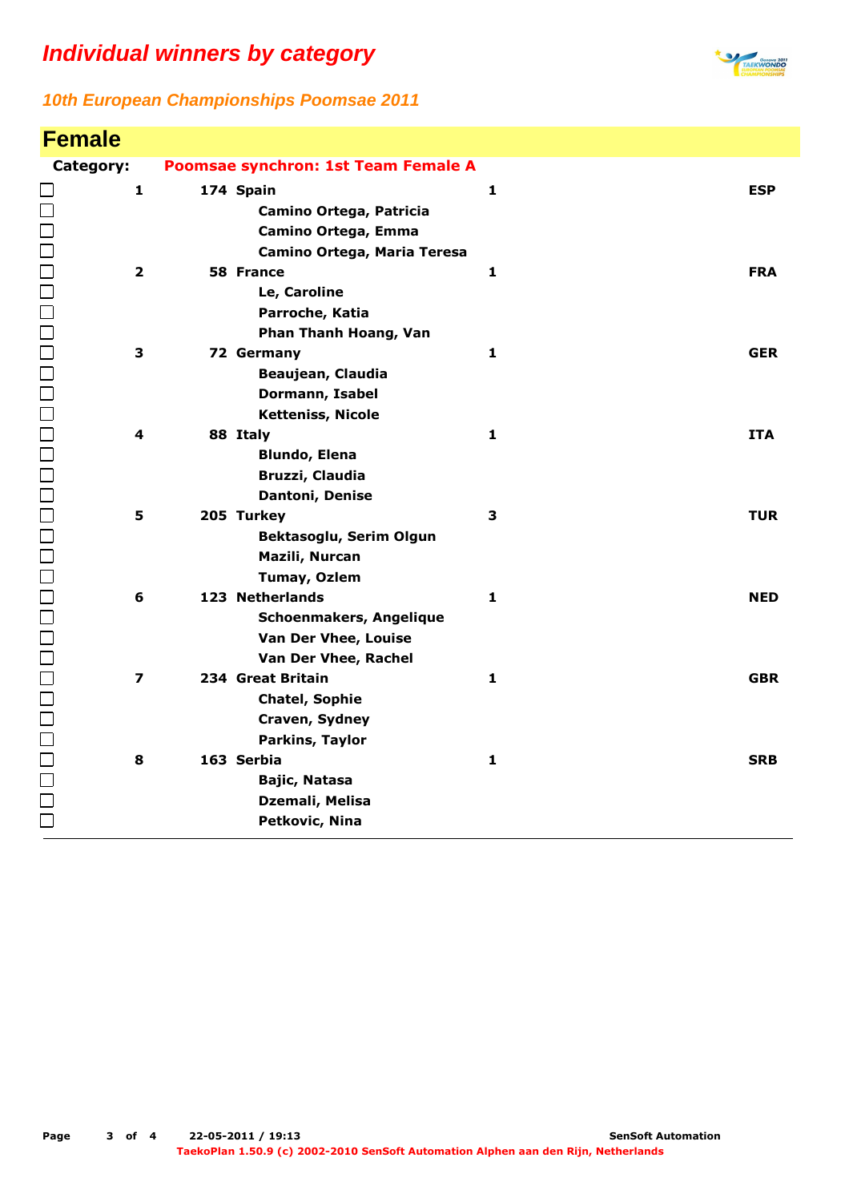# Individual winners by category

## 10th European Championships Poomsae 2011

## Female

**Category:** **Poomsae synchron: 1st Team Female A**

| Rank | No. | Team / Members | | Country |
|---|---|---|---|---|
| 1 | 174 | Spain | 1 | ESP |
| | | Camino Ortega, Patricia | | |
| | | Camino Ortega, Emma | | |
| | | Camino Ortega, Maria Teresa | | |
| 2 | 58 | France | 1 | FRA |
| | | Le, Caroline | | |
| | | Parroche, Katia | | |
| | | Phan Thanh Hoang, Van | | |
| 3 | 72 | Germany | 1 | GER |
| | | Beaujean, Claudia | | |
| | | Dormann, Isabel | | |
| | | Ketteniss, Nicole | | |
| 4 | 88 | Italy | 1 | ITA |
| | | Blundo, Elena | | |
| | | Bruzzi, Claudia | | |
| | | Dantoni, Denise | | |
| 5 | 205 | Turkey | 3 | TUR |
| | | Bektasoglu, Serim Olgun | | |
| | | Mazili, Nurcan | | |
| | | Tumay, Ozlem | | |
| 6 | 123 | Netherlands | 1 | NED |
| | | Schoenmakers, Angelique | | |
| | | Van Der Vhee, Louise | | |
| | | Van Der Vhee, Rachel | | |
| 7 | 234 | Great Britain | 1 | GBR |
| | | Chatel, Sophie | | |
| | | Craven, Sydney | | |
| | | Parkins, Taylor | | |
| 8 | 163 | Serbia | 1 | SRB |
| | | Bajic, Natasa | | |
| | | Dzemali, Melisa | | |
| | | Petkovic, Nina | | |

22-05-2011 / 19:13 SenSoft Automation

TaekoPlan 1.50.9 (c) 2002-2010 SenSoft Automation Alphen aan den Rijn, Netherlands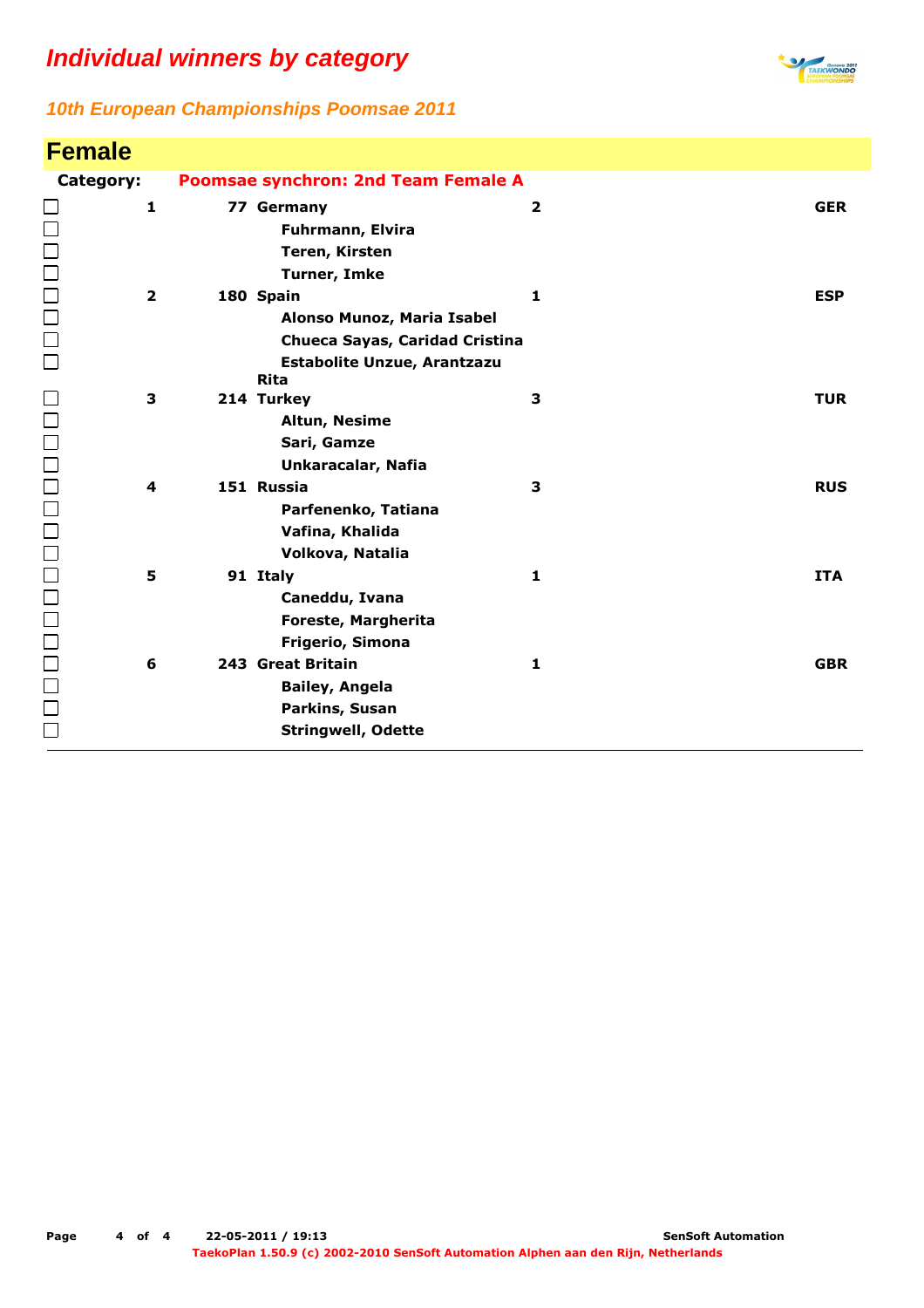# Individual winners by category

## *10th European Championships Poomsae 2011*

## Female

**Category:** **Poomsae synchron: 2nd Team Female A**

| | | | | |
|---|---|---|---|---|
| **1** | **77** | **Germany** | **2** | **GER** |
| | | **Fuhrmann, Elvira** | | |
| | | **Teren, Kirsten** | | |
| | | **Turner, Imke** | | |
| **2** | **180** | **Spain** | **1** | **ESP** |
| | | **Alonso Munoz, Maria Isabel** | | |
| | | **Chueca Sayas, Caridad Cristina** | | |
| | | **Estabolite Unzue, Arantzazu Rita** | | |
| **3** | **214** | **Turkey** | **3** | **TUR** |
| | | **Altun, Nesime** | | |
| | | **Sari, Gamze** | | |
| | | **Unkaracalar, Nafia** | | |
| **4** | **151** | **Russia** | **3** | **RUS** |
| | | **Parfenenko, Tatiana** | | |
| | | **Vafina, Khalida** | | |
| | | **Volkova, Natalia** | | |
| **5** | **91** | **Italy** | **1** | **ITA** |
| | | **Caneddu, Ivana** | | |
| | | **Foreste, Margherita** | | |
| | | **Frigerio, Simona** | | |
| **6** | **243** | **Great Britain** | **1** | **GBR** |
| | | **Bailey, Angela** | | |
| | | **Parkins, Susan** | | |
| | | **Stringwell, Odette** | | |

22-05-2011 / 19:13

SenSoft Automation

TaekoPlan 1.50.9 (c) 2002-2010 SenSoft Automation Alphen aan den Rijn, Netherlands